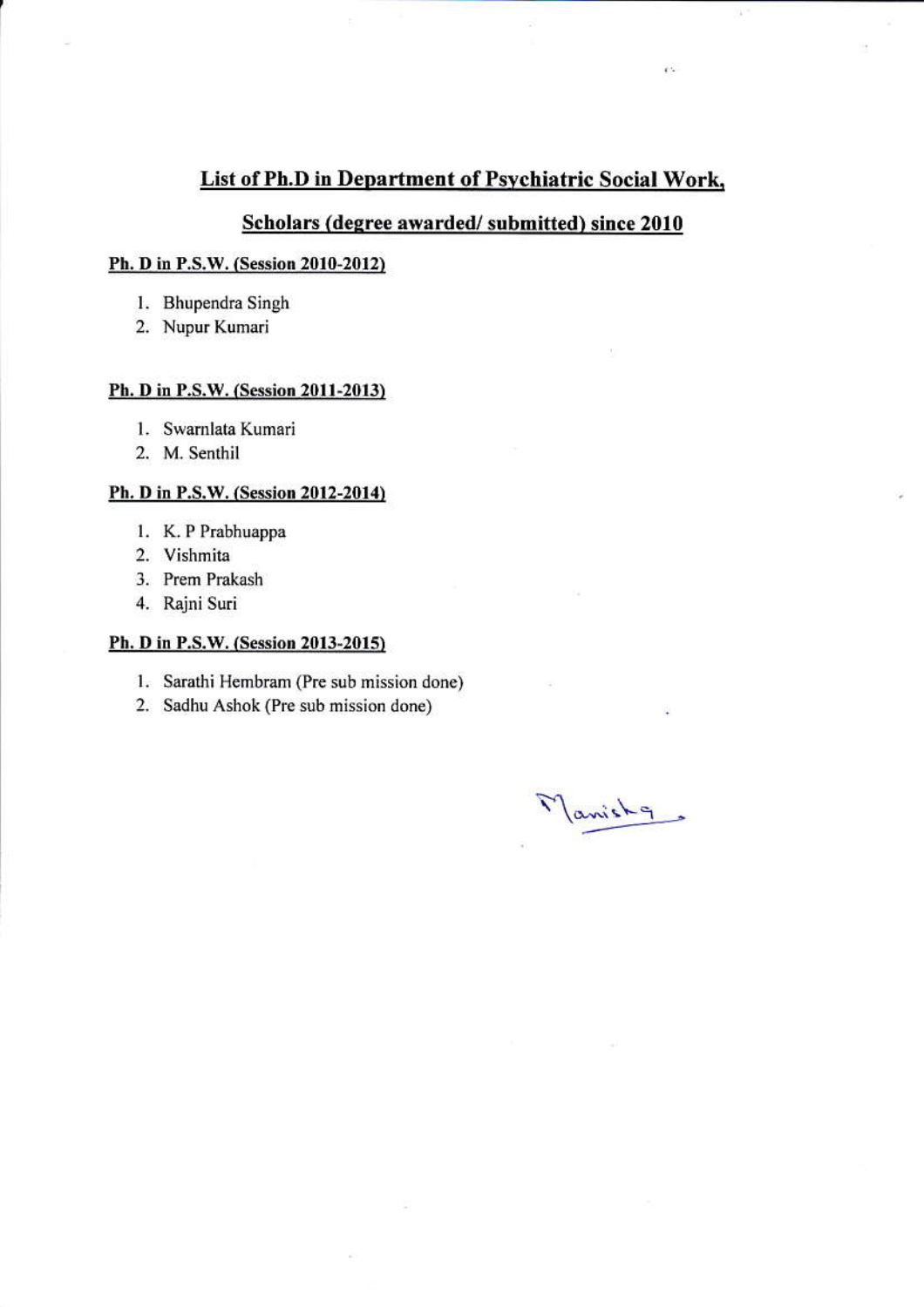# List of Ph.D in Department of Psychiatric Social Work,

## Scholars (degree awarded/ submitted) since 2010

### Ph. D in P.S.W. (Session 2010-2012)

1. Bhupendra Singh
2. Nupur Kumari

### Ph. D in P.S.W. (Session 2011-2013)

1. Swarnlata Kumari
2. M. Senthil

### Ph. D in P.S.W. (Session 2012-2014)

1. K. P Prabhuappa
2. Vishmita
3. Prem Prakash
4. Rajni Suri

### Ph. D in P.S.W. (Session 2013-2015)

1. Sarathi Hembram (Pre sub mission done)
2. Sadhu Ashok (Pre sub mission done)

Manisha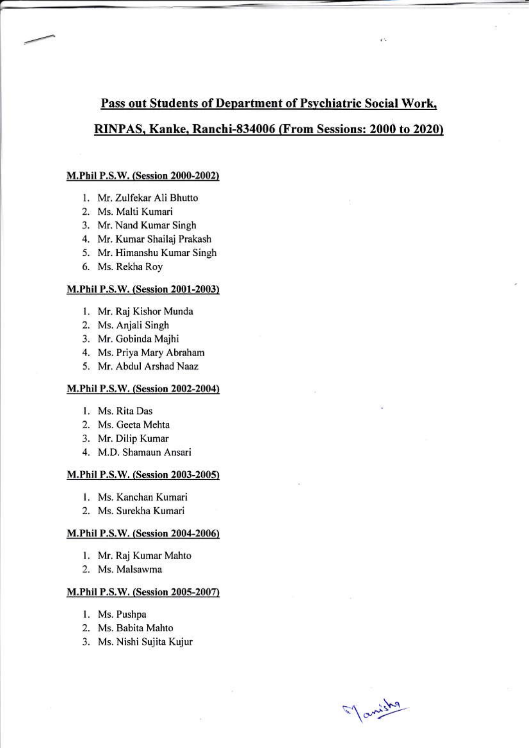## Pass out Students of Department of Psychiatric Social Work, RINPAS, Kanke, Ranchi-834006 (From Sessions: 2000 to 2020)

**M.Phil P.S.W. (Session 2000-2002)**

1. Mr. Zulfekar Ali Bhutto
2. Ms. Malti Kumari
3. Mr. Nand Kumar Singh
4. Mr. Kumar Shailaj Prakash
5. Mr. Himanshu Kumar Singh
6. Ms. Rekha Roy

**M.Phil P.S.W. (Session 2001-2003)**

1. Mr. Raj Kishor Munda
2. Ms. Anjali Singh
3. Mr. Gobinda Majhi
4. Ms. Priya Mary Abraham
5. Mr. Abdul Arshad Naaz

**M.Phil P.S.W. (Session 2002-2004)**

1. Ms. Rita Das
2. Ms. Geeta Mehta
3. Mr. Dilip Kumar
4. M.D. Shamaun Ansari

**M.Phil P.S.W. (Session 2003-2005)**

1. Ms. Kanchan Kumari
2. Ms. Surekha Kumari

**M.Phil P.S.W. (Session 2004-2006)**

1. Mr. Raj Kumar Mahto
2. Ms. Malsawma

**M.Phil P.S.W. (Session 2005-2007)**

1. Ms. Pushpa
2. Ms. Babita Mahto
3. Ms. Nishi Sujita Kujur

Manisha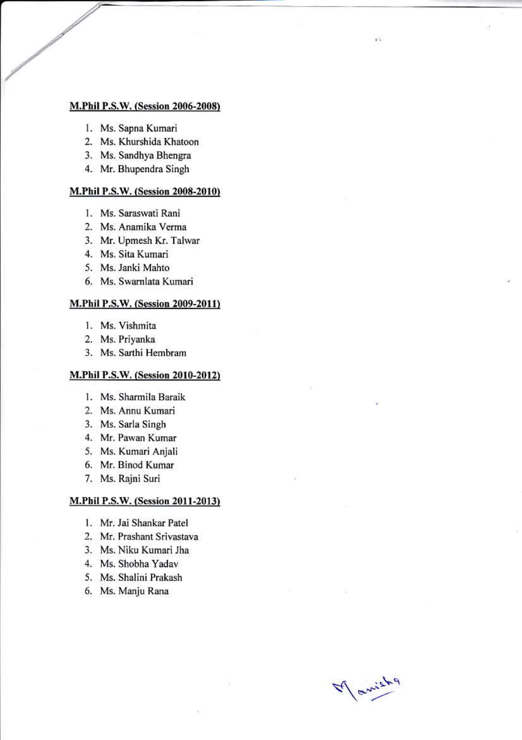**M.Phil P.S.W. (Session 2006-2008)**

1. Ms. Sapna Kumari
2. Ms. Khurshida Khatoon
3. Ms. Sandhya Bhengra
4. Mr. Bhupendra Singh

**M.Phil P.S.W. (Session 2008-2010)**

1. Ms. Saraswati Rani
2. Ms. Anamika Verma
3. Mr. Upmesh Kr. Talwar
4. Ms. Sita Kumari
5. Ms. Janki Mahto
6. Ms. Swarnlata Kumari

**M.Phil P.S.W. (Session 2009-2011)**

1. Ms. Vishmita
2. Ms. Priyanka
3. Ms. Sarthi Hembram

**M.Phil P.S.W. (Session 2010-2012)**

1. Ms. Sharmila Baraik
2. Ms. Annu Kumari
3. Ms. Sarla Singh
4. Mr. Pawan Kumar
5. Ms. Kumari Anjali
6. Mr. Binod Kumar
7. Ms. Rajni Suri

**M.Phil P.S.W. (Session 2011-2013)**

1. Mr. Jai Shankar Patel
2. Mr. Prashant Srivastava
3. Ms. Niku Kumari Jha
4. Ms. Shobha Yadav
5. Ms. Shalini Prakash
6. Ms. Manju Rana

Manisha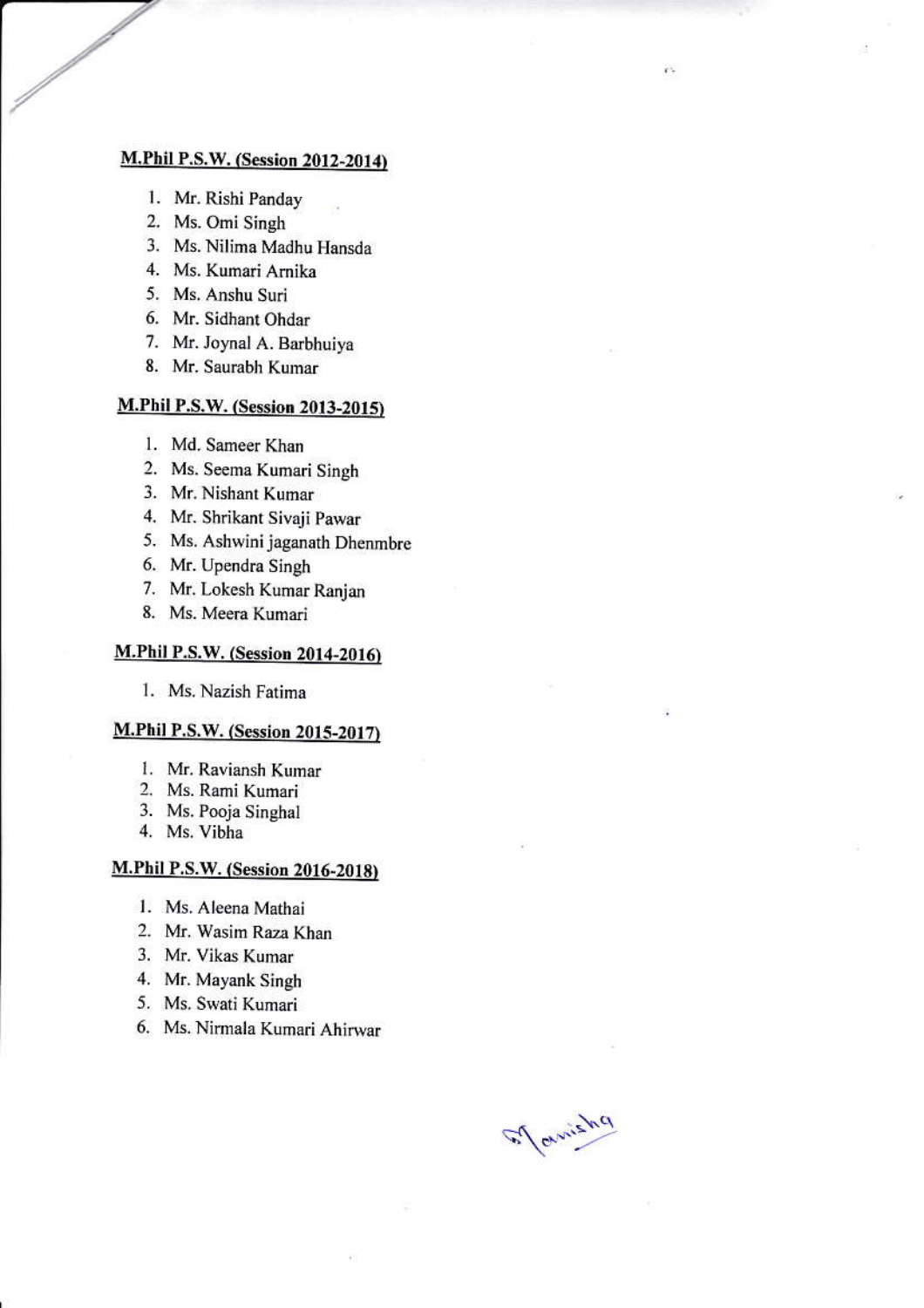**M.Phil P.S.W. (Session 2012-2014)**

1. Mr. Rishi Panday
2. Ms. Omi Singh
3. Ms. Nilima Madhu Hansda
4. Ms. Kumari Arnika
5. Ms. Anshu Suri
6. Mr. Sidhant Ohdar
7. Mr. Joynal A. Barbhuiya
8. Mr. Saurabh Kumar

**M.Phil P.S.W. (Session 2013-2015)**

1. Md. Sameer Khan
2. Ms. Seema Kumari Singh
3. Mr. Nishant Kumar
4. Mr. Shrikant Sivaji Pawar
5. Ms. Ashwini jaganath Dhenmbre
6. Mr. Upendra Singh
7. Mr. Lokesh Kumar Ranjan
8. Ms. Meera Kumari

**M.Phil P.S.W. (Session 2014-2016)**

1. Ms. Nazish Fatima

**M.Phil P.S.W. (Session 2015-2017)**

1. Mr. Raviansh Kumar
2. Ms. Rami Kumari
3. Ms. Pooja Singhal
4. Ms. Vibha

**M.Phil P.S.W. (Session 2016-2018)**

1. Ms. Aleena Mathai
2. Mr. Wasim Raza Khan
3. Mr. Vikas Kumar
4. Mr. Mayank Singh
5. Ms. Swati Kumari
6. Ms. Nirmala Kumari Ahirwar

Manisha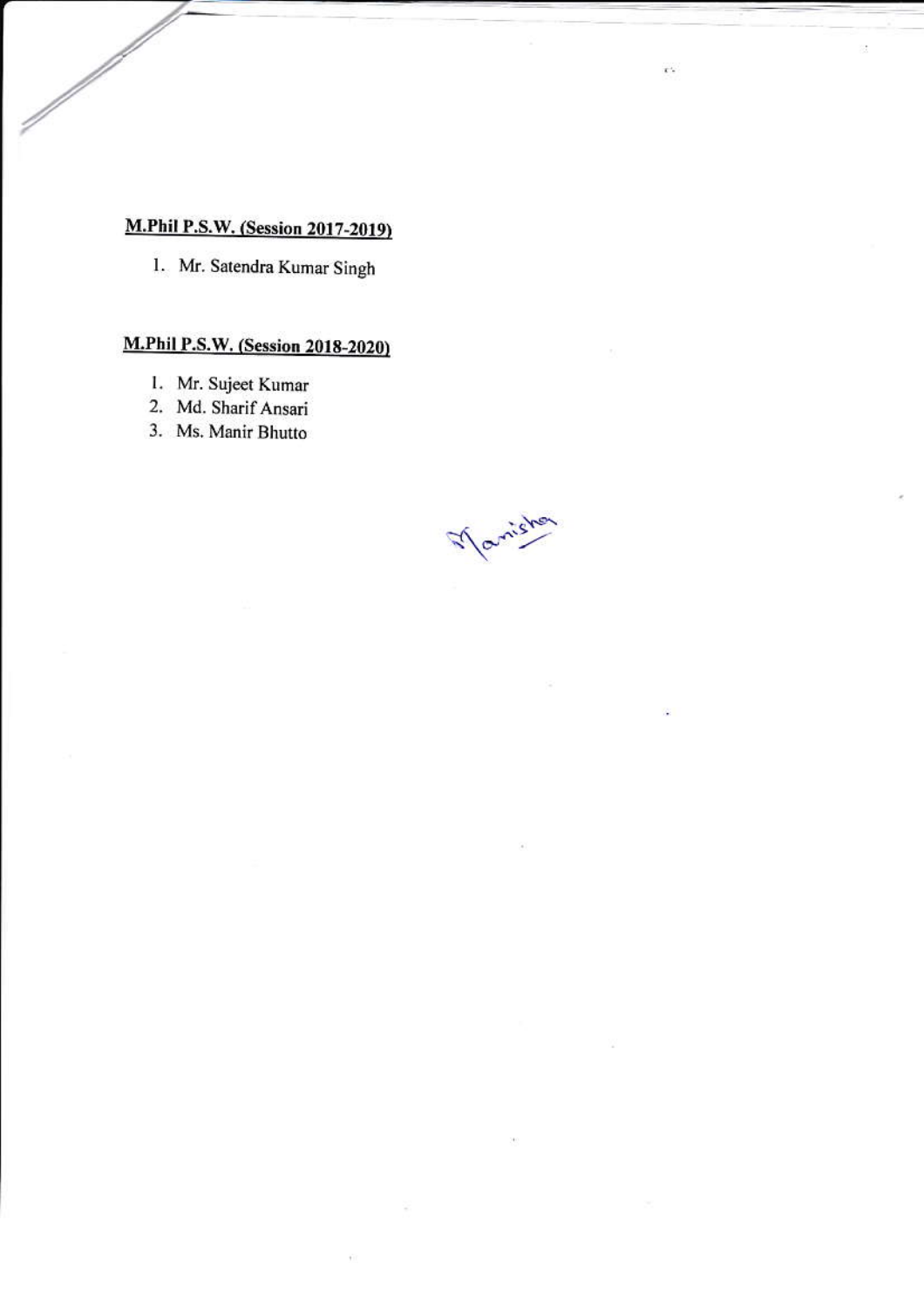**M.Phil P.S.W. (Session 2017-2019)**

1. Mr. Satendra Kumar Singh

**M.Phil P.S.W. (Session 2018-2020)**

1. Mr. Sujeet Kumar
2. Md. Sharif Ansari
3. Ms. Manir Bhutto

Manisha